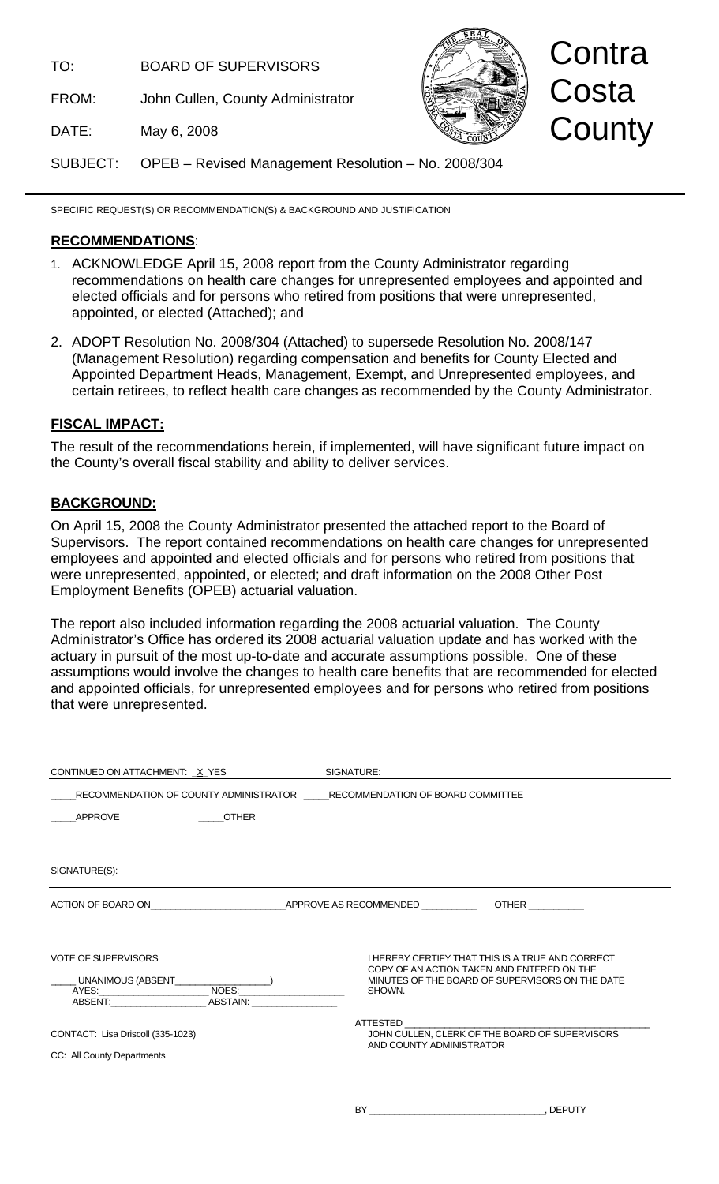TO: BOARD OF SUPERVISORS

FROM: John Cullen, County Administrator

DATE: May 6, 2008

SUBJECT: OPEB – Revised Management Resolution – No. 2008/304

Contra Costa County

SPECIFIC REQUEST(S) OR RECOMMENDATION(S) & BACKGROUND AND JUSTIFICATION

## RECOMMENDATIONS:

1. ACKNOWLEDGE April 15, 2008 report from the County Administrator regarding recommendations on health care changes for unrepresented employees and appointed and elected officials and for persons who retired from positions that were unrepresented, appointed, or elected (Attached); and
2. ADOPT Resolution No. 2008/304 (Attached) to supersede Resolution No. 2008/147 (Management Resolution) regarding compensation and benefits for County Elected and Appointed Department Heads, Management, Exempt, and Unrepresented employees, and certain retirees, to reflect health care changes as recommended by the County Administrator.

## FISCAL IMPACT:

The result of the recommendations herein, if implemented, will have significant future impact on the County's overall fiscal stability and ability to deliver services.

## BACKGROUND:

On April 15, 2008 the County Administrator presented the attached report to the Board of Supervisors. The report contained recommendations on health care changes for unrepresented employees and appointed and elected officials and for persons who retired from positions that were unrepresented, appointed, or elected; and draft information on the 2008 Other Post Employment Benefits (OPEB) actuarial valuation.

The report also included information regarding the 2008 actuarial valuation. The County Administrator's Office has ordered its 2008 actuarial valuation update and has worked with the actuary in pursuit of the most up-to-date and accurate assumptions possible. One of these assumptions would involve the changes to health care benefits that are recommended for elected and appointed officials, for unrepresented employees and for persons who retired from positions that were unrepresented.

CONTINUED ON ATTACHMENT: _X_YES SIGNATURE:

_____RECOMMENDATION OF COUNTY ADMINISTRATOR _____RECOMMENDATION OF BOARD COMMITTEE

_____APPROVE _____OTHER

SIGNATURE(S):

ACTION OF BOARD ON_________________________APPROVE AS RECOMMENDED __________ OTHER __________

VOTE OF SUPERVISORS

_____ UNANIMOUS (ABSENT__________________)
AYES:____________________ NOES:____________________
ABSENT:__________________ ABSTAIN: ________________

I HEREBY CERTIFY THAT THIS IS A TRUE AND CORRECT COPY OF AN ACTION TAKEN AND ENTERED ON THE MINUTES OF THE BOARD OF SUPERVISORS ON THE DATE SHOWN.

ATTESTED ______________________________________________
JOHN CULLEN, CLERK OF THE BOARD OF SUPERVISORS AND COUNTY ADMINISTRATOR

CONTACT: Lisa Driscoll (335-1023)

CC: All County Departments

BY _________________________________, DEPUTY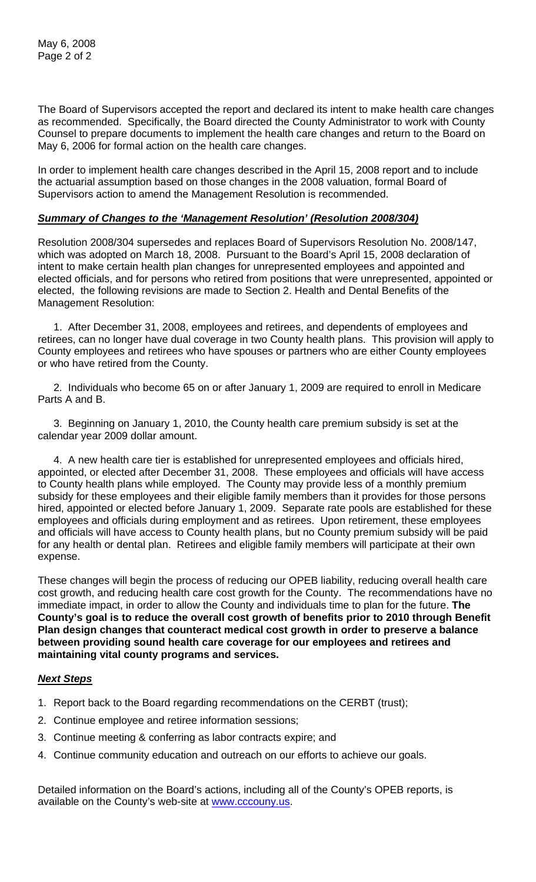The Board of Supervisors accepted the report and declared its intent to make health care changes as recommended. Specifically, the Board directed the County Administrator to work with County Counsel to prepare documents to implement the health care changes and return to the Board on May 6, 2006 for formal action on the health care changes.

In order to implement health care changes described in the April 15, 2008 report and to include the actuarial assumption based on those changes in the 2008 valuation, formal Board of Supervisors action to amend the Management Resolution is recommended.

## ***Summary of Changes to the 'Management Resolution' (Resolution 2008/304)***

Resolution 2008/304 supersedes and replaces Board of Supervisors Resolution No. 2008/147, which was adopted on March 18, 2008. Pursuant to the Board's April 15, 2008 declaration of intent to make certain health plan changes for unrepresented employees and appointed and elected officials, and for persons who retired from positions that were unrepresented, appointed or elected, the following revisions are made to Section 2. Health and Dental Benefits of the Management Resolution:

1. After December 31, 2008, employees and retirees, and dependents of employees and retirees, can no longer have dual coverage in two County health plans. This provision will apply to County employees and retirees who have spouses or partners who are either County employees or who have retired from the County.

2. Individuals who become 65 on or after January 1, 2009 are required to enroll in Medicare Parts A and B.

3. Beginning on January 1, 2010, the County health care premium subsidy is set at the calendar year 2009 dollar amount.

4. A new health care tier is established for unrepresented employees and officials hired, appointed, or elected after December 31, 2008. These employees and officials will have access to County health plans while employed. The County may provide less of a monthly premium subsidy for these employees and their eligible family members than it provides for those persons hired, appointed or elected before January 1, 2009. Separate rate pools are established for these employees and officials during employment and as retirees. Upon retirement, these employees and officials will have access to County health plans, but no County premium subsidy will be paid for any health or dental plan. Retirees and eligible family members will participate at their own expense.

These changes will begin the process of reducing our OPEB liability, reducing overall health care cost growth, and reducing health care cost growth for the County. The recommendations have no immediate impact, in order to allow the County and individuals time to plan for the future. **The County's goal is to reduce the overall cost growth of benefits prior to 2010 through Benefit Plan design changes that counteract medical cost growth in order to preserve a balance between providing sound health care coverage for our employees and retirees and maintaining vital county programs and services.**

## ***Next Steps***

1. Report back to the Board regarding recommendations on the CERBT (trust);
2. Continue employee and retiree information sessions;
3. Continue meeting & conferring as labor contracts expire; and
4. Continue community education and outreach on our efforts to achieve our goals.

Detailed information on the Board's actions, including all of the County's OPEB reports, is available on the County's web-site at www.cccouny.us.